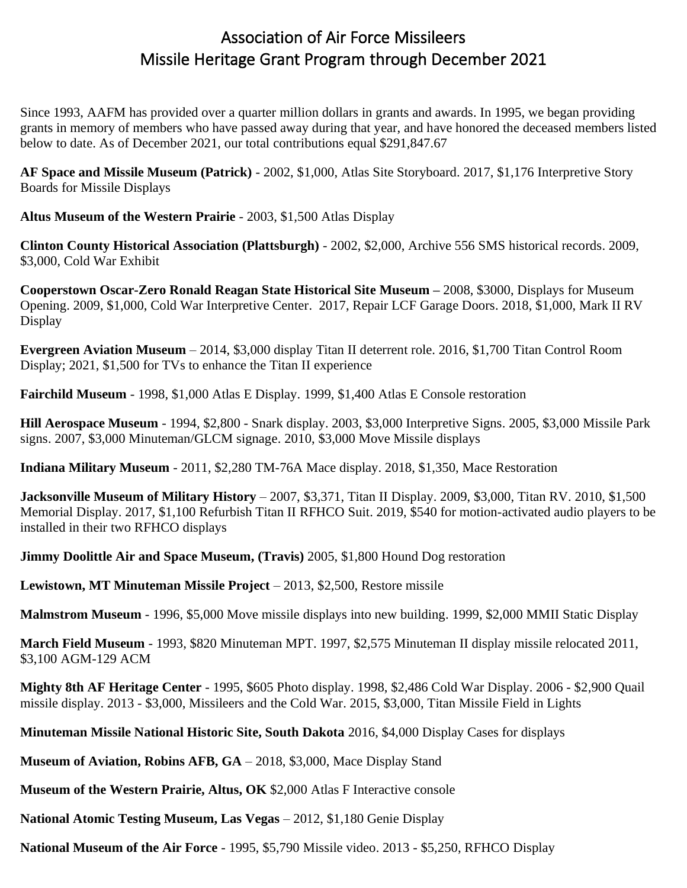# Association of Air Force Missileers
# Missile Heritage Grant Program through December 2021

Since 1993, AAFM has provided over a quarter million dollars in grants and awards. In 1995, we began providing grants in memory of members who have passed away during that year, and have honored the deceased members listed below to date. As of December 2021, our total contributions equal $291,847.67

**AF Space and Missile Museum (Patrick)** - 2002, $1,000, Atlas Site Storyboard. 2017, $1,176 Interpretive Story Boards for Missile Displays

**Altus Museum of the Western Prairie** - 2003, $1,500 Atlas Display

**Clinton County Historical Association (Plattsburgh)** - 2002, $2,000, Archive 556 SMS historical records. 2009, $3,000, Cold War Exhibit

**Cooperstown Oscar-Zero Ronald Reagan State Historical Site Museum –** 2008, $3000, Displays for Museum Opening. 2009, $1,000, Cold War Interpretive Center. 2017, Repair LCF Garage Doors. 2018, $1,000, Mark II RV Display

**Evergreen Aviation Museum** – 2014, $3,000 display Titan II deterrent role. 2016, $1,700 Titan Control Room Display; 2021, $1,500 for TVs to enhance the Titan II experience

**Fairchild Museum** - 1998, $1,000 Atlas E Display. 1999, $1,400 Atlas E Console restoration

**Hill Aerospace Museum** - 1994, $2,800 - Snark display. 2003, $3,000 Interpretive Signs. 2005, $3,000 Missile Park signs. 2007, $3,000 Minuteman/GLCM signage. 2010, $3,000 Move Missile displays

**Indiana Military Museum** - 2011, $2,280 TM-76A Mace display. 2018, $1,350, Mace Restoration

**Jacksonville Museum of Military History** – 2007, $3,371, Titan II Display. 2009, $3,000, Titan RV. 2010, $1,500 Memorial Display. 2017, $1,100 Refurbish Titan II RFHCO Suit. 2019, $540 for motion-activated audio players to be installed in their two RFHCO displays

**Jimmy Doolittle Air and Space Museum, (Travis)** 2005, $1,800 Hound Dog restoration

**Lewistown, MT Minuteman Missile Project** – 2013, $2,500, Restore missile

**Malmstrom Museum** - 1996, $5,000 Move missile displays into new building. 1999, $2,000 MMII Static Display

**March Field Museum** - 1993, $820 Minuteman MPT. 1997, $2,575 Minuteman II display missile relocated 2011, $3,100 AGM-129 ACM

**Mighty 8th AF Heritage Center** - 1995, $605 Photo display. 1998, $2,486 Cold War Display. 2006 - $2,900 Quail missile display. 2013 - $3,000, Missileers and the Cold War. 2015, $3,000, Titan Missile Field in Lights

**Minuteman Missile National Historic Site, South Dakota** 2016, $4,000 Display Cases for displays

**Museum of Aviation, Robins AFB, GA** – 2018, $3,000, Mace Display Stand

**Museum of the Western Prairie, Altus, OK** $2,000 Atlas F Interactive console

**National Atomic Testing Museum, Las Vegas** – 2012, $1,180 Genie Display

**National Museum of the Air Force** - 1995, $5,790 Missile video. 2013 - $5,250, RFHCO Display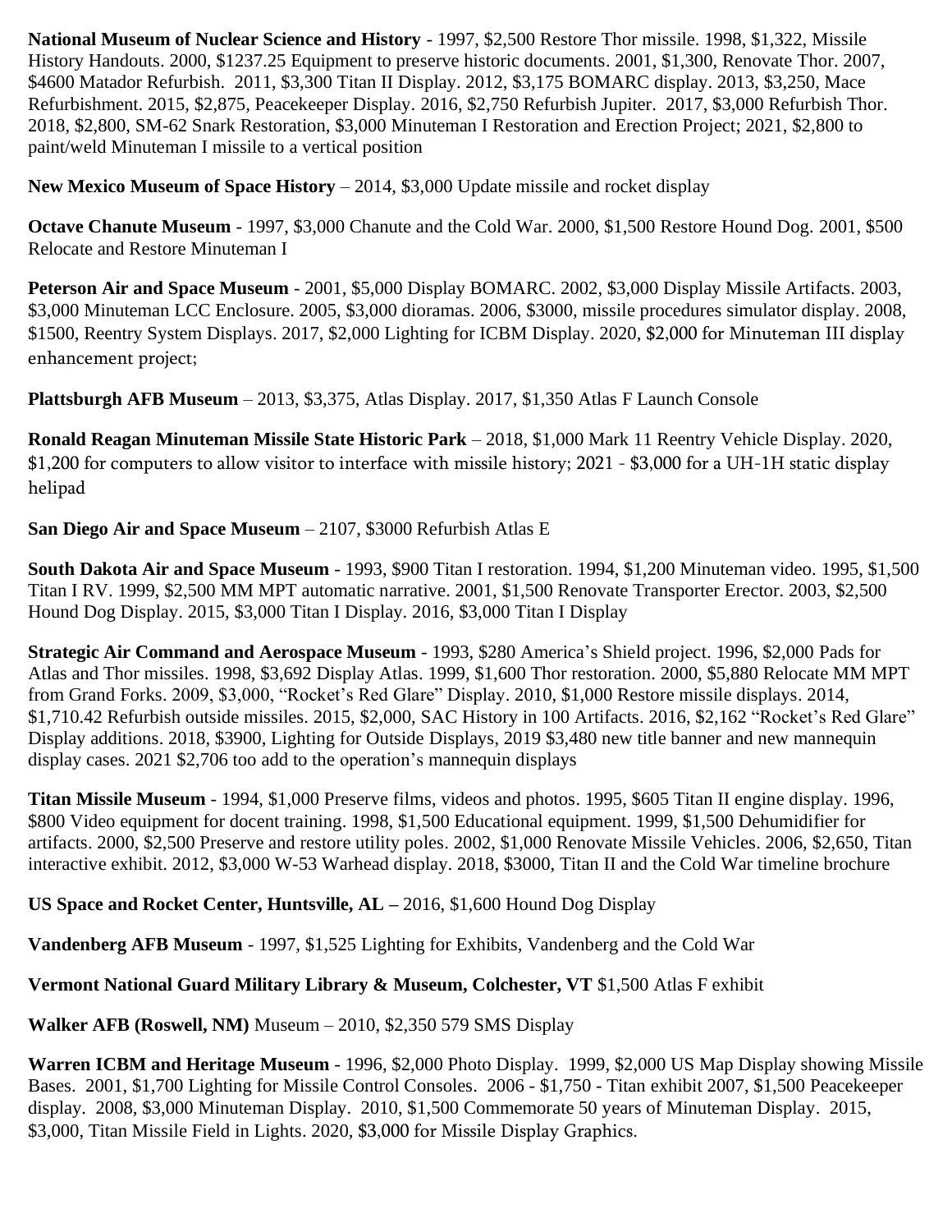**National Museum of Nuclear Science and History** - 1997, $2,500 Restore Thor missile. 1998, $1,322, Missile History Handouts. 2000, $1237.25 Equipment to preserve historic documents. 2001, $1,300, Renovate Thor. 2007, $4600 Matador Refurbish. 2011, $3,300 Titan II Display. 2012, $3,175 BOMARC display. 2013, $3,250, Mace Refurbishment. 2015, $2,875, Peacekeeper Display. 2016, $2,750 Refurbish Jupiter. 2017, $3,000 Refurbish Thor. 2018, $2,800, SM-62 Snark Restoration, $3,000 Minuteman I Restoration and Erection Project; 2021, $2,800 to paint/weld Minuteman I missile to a vertical position

**New Mexico Museum of Space History** – 2014, $3,000 Update missile and rocket display

**Octave Chanute Museum** - 1997, $3,000 Chanute and the Cold War. 2000, $1,500 Restore Hound Dog. 2001, $500 Relocate and Restore Minuteman I

**Peterson Air and Space Museum** - 2001, $5,000 Display BOMARC. 2002, $3,000 Display Missile Artifacts. 2003, $3,000 Minuteman LCC Enclosure. 2005, $3,000 dioramas. 2006, $3000, missile procedures simulator display. 2008, $1500, Reentry System Displays. 2017, $2,000 Lighting for ICBM Display. 2020, $2,000 for Minuteman III display enhancement project;

**Plattsburgh AFB Museum** – 2013, $3,375, Atlas Display. 2017, $1,350 Atlas F Launch Console

**Ronald Reagan Minuteman Missile State Historic Park** – 2018, $1,000 Mark 11 Reentry Vehicle Display. 2020, $1,200 for computers to allow visitor to interface with missile history; 2021 - $3,000 for a UH-1H static display helipad

**San Diego Air and Space Museum** – 2107, $3000 Refurbish Atlas E

**South Dakota Air and Space Museum** - 1993, $900 Titan I restoration. 1994, $1,200 Minuteman video. 1995, $1,500 Titan I RV. 1999, $2,500 MM MPT automatic narrative. 2001, $1,500 Renovate Transporter Erector. 2003, $2,500 Hound Dog Display. 2015, $3,000 Titan I Display. 2016, $3,000 Titan I Display

**Strategic Air Command and Aerospace Museum** - 1993, $280 America's Shield project. 1996, $2,000 Pads for Atlas and Thor missiles. 1998, $3,692 Display Atlas. 1999, $1,600 Thor restoration. 2000, $5,880 Relocate MM MPT from Grand Forks. 2009, $3,000, "Rocket's Red Glare" Display. 2010, $1,000 Restore missile displays. 2014, $1,710.42 Refurbish outside missiles. 2015, $2,000, SAC History in 100 Artifacts. 2016, $2,162 "Rocket's Red Glare" Display additions. 2018, $3900, Lighting for Outside Displays, 2019 $3,480 new title banner and new mannequin display cases. 2021 $2,706 too add to the operation's mannequin displays

**Titan Missile Museum** - 1994, $1,000 Preserve films, videos and photos. 1995, $605 Titan II engine display. 1996, $800 Video equipment for docent training. 1998, $1,500 Educational equipment. 1999, $1,500 Dehumidifier for artifacts. 2000, $2,500 Preserve and restore utility poles. 2002, $1,000 Renovate Missile Vehicles. 2006, $2,650, Titan interactive exhibit. 2012, $3,000 W-53 Warhead display. 2018, $3000, Titan II and the Cold War timeline brochure

**US Space and Rocket Center, Huntsville, AL –** 2016, $1,600 Hound Dog Display

**Vandenberg AFB Museum** - 1997, $1,525 Lighting for Exhibits, Vandenberg and the Cold War

**Vermont National Guard Military Library & Museum, Colchester, VT** $1,500 Atlas F exhibit

**Walker AFB (Roswell, NM)** Museum – 2010, $2,350 579 SMS Display

**Warren ICBM and Heritage Museum** - 1996, $2,000 Photo Display. 1999, $2,000 US Map Display showing Missile Bases. 2001, $1,700 Lighting for Missile Control Consoles. 2006 - $1,750 - Titan exhibit 2007, $1,500 Peacekeeper display. 2008, $3,000 Minuteman Display. 2010, $1,500 Commemorate 50 years of Minuteman Display. 2015, $3,000, Titan Missile Field in Lights. 2020, $3,000 for Missile Display Graphics.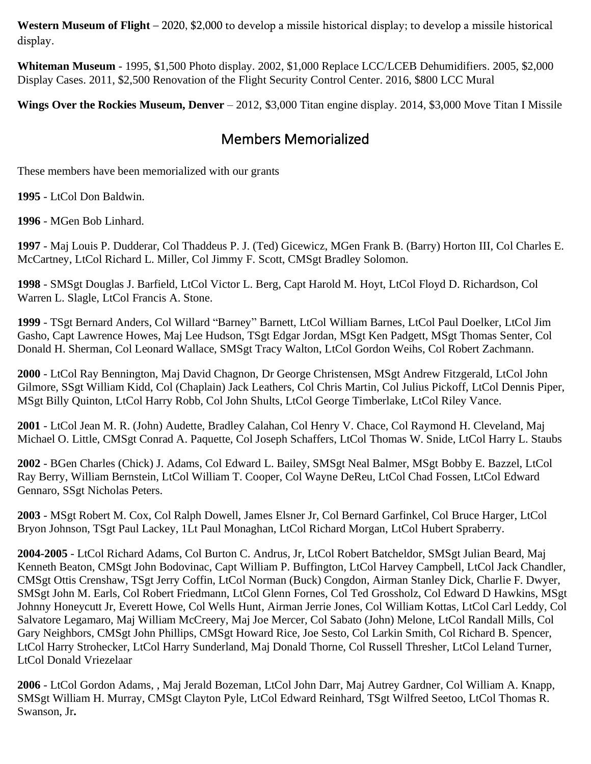**Western Museum of Flight** – 2020, $2,000 to develop a missile historical display; to develop a missile historical display.

**Whiteman Museum** - 1995, $1,500 Photo display. 2002, $1,000 Replace LCC/LCEB Dehumidifiers. 2005, $2,000 Display Cases. 2011, $2,500 Renovation of the Flight Security Control Center. 2016, $800 LCC Mural

**Wings Over the Rockies Museum, Denver** – 2012, $3,000 Titan engine display. 2014, $3,000 Move Titan I Missile

## Members Memorialized

These members have been memorialized with our grants

**1995** - LtCol Don Baldwin.

**1996** - MGen Bob Linhard.

**1997** - Maj Louis P. Dudderar, Col Thaddeus P. J. (Ted) Gicewicz, MGen Frank B. (Barry) Horton III, Col Charles E. McCartney, LtCol Richard L. Miller, Col Jimmy F. Scott, CMSgt Bradley Solomon.

**1998** - SMSgt Douglas J. Barfield, LtCol Victor L. Berg, Capt Harold M. Hoyt, LtCol Floyd D. Richardson, Col Warren L. Slagle, LtCol Francis A. Stone.

**1999** - TSgt Bernard Anders, Col Willard "Barney" Barnett, LtCol William Barnes, LtCol Paul Doelker, LtCol Jim Gasho, Capt Lawrence Howes, Maj Lee Hudson, TSgt Edgar Jordan, MSgt Ken Padgett, MSgt Thomas Senter, Col Donald H. Sherman, Col Leonard Wallace, SMSgt Tracy Walton, LtCol Gordon Weihs, Col Robert Zachmann.

**2000** - LtCol Ray Bennington, Maj David Chagnon, Dr George Christensen, MSgt Andrew Fitzgerald, LtCol John Gilmore, SSgt William Kidd, Col (Chaplain) Jack Leathers, Col Chris Martin, Col Julius Pickoff, LtCol Dennis Piper, MSgt Billy Quinton, LtCol Harry Robb, Col John Shults, LtCol George Timberlake, LtCol Riley Vance.

**2001** - LtCol Jean M. R. (John) Audette, Bradley Calahan, Col Henry V. Chace, Col Raymond H. Cleveland, Maj Michael O. Little, CMSgt Conrad A. Paquette, Col Joseph Schaffers, LtCol Thomas W. Snide, LtCol Harry L. Staubs

**2002** - BGen Charles (Chick) J. Adams, Col Edward L. Bailey, SMSgt Neal Balmer, MSgt Bobby E. Bazzel, LtCol Ray Berry, William Bernstein, LtCol William T. Cooper, Col Wayne DeReu, LtCol Chad Fossen, LtCol Edward Gennaro, SSgt Nicholas Peters.

**2003** - MSgt Robert M. Cox, Col Ralph Dowell, James Elsner Jr, Col Bernard Garfinkel, Col Bruce Harger, LtCol Bryon Johnson, TSgt Paul Lackey, 1Lt Paul Monaghan, LtCol Richard Morgan, LtCol Hubert Spraberry.

**2004-2005** - LtCol Richard Adams, Col Burton C. Andrus, Jr, LtCol Robert Batcheldor, SMSgt Julian Beard, Maj Kenneth Beaton, CMSgt John Bodovinac, Capt William P. Buffington, LtCol Harvey Campbell, LtCol Jack Chandler, CMSgt Ottis Crenshaw, TSgt Jerry Coffin, LtCol Norman (Buck) Congdon, Airman Stanley Dick, Charlie F. Dwyer, SMSgt John M. Earls, Col Robert Friedmann, LtCol Glenn Fornes, Col Ted Grossholz, Col Edward D Hawkins, MSgt Johnny Honeycutt Jr, Everett Howe, Col Wells Hunt, Airman Jerrie Jones, Col William Kottas, LtCol Carl Leddy, Col Salvatore Legamaro, Maj William McCreery, Maj Joe Mercer, Col Sabato (John) Melone, LtCol Randall Mills, Col Gary Neighbors, CMSgt John Phillips, CMSgt Howard Rice, Joe Sesto, Col Larkin Smith, Col Richard B. Spencer, LtCol Harry Strohecker, LtCol Harry Sunderland, Maj Donald Thorne, Col Russell Thresher, LtCol Leland Turner, LtCol Donald Vriezelaar

**2006** - LtCol Gordon Adams, , Maj Jerald Bozeman, LtCol John Darr, Maj Autrey Gardner, Col William A. Knapp, SMSgt William H. Murray, CMSgt Clayton Pyle, LtCol Edward Reinhard, TSgt Wilfred Seetoo, LtCol Thomas R. Swanson, Jr**.**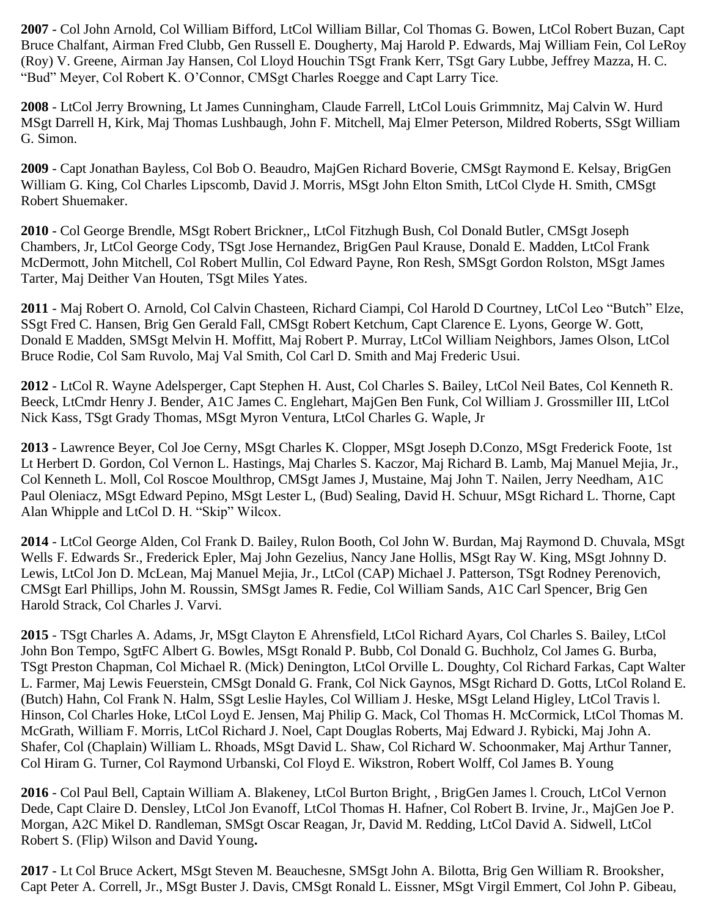**2007** - Col John Arnold, Col William Bifford, LtCol William Billar, Col Thomas G. Bowen, LtCol Robert Buzan, Capt Bruce Chalfant, Airman Fred Clubb, Gen Russell E. Dougherty, Maj Harold P. Edwards, Maj William Fein, Col LeRoy (Roy) V. Greene, Airman Jay Hansen, Col Lloyd Houchin TSgt Frank Kerr, TSgt Gary Lubbe, Jeffrey Mazza, H. C. "Bud" Meyer, Col Robert K. O'Connor, CMSgt Charles Roegge and Capt Larry Tice.

**2008** - LtCol Jerry Browning, Lt James Cunningham, Claude Farrell, LtCol Louis Grimmnitz, Maj Calvin W. Hurd MSgt Darrell H, Kirk, Maj Thomas Lushbaugh, John F. Mitchell, Maj Elmer Peterson, Mildred Roberts, SSgt William G. Simon.

**2009** - Capt Jonathan Bayless, Col Bob O. Beaudro, MajGen Richard Boverie, CMSgt Raymond E. Kelsay, BrigGen William G. King, Col Charles Lipscomb, David J. Morris, MSgt John Elton Smith, LtCol Clyde H. Smith, CMSgt Robert Shuemaker.

**2010** - Col George Brendle, MSgt Robert Brickner,, LtCol Fitzhugh Bush, Col Donald Butler, CMSgt Joseph Chambers, Jr, LtCol George Cody, TSgt Jose Hernandez, BrigGen Paul Krause, Donald E. Madden, LtCol Frank McDermott, John Mitchell, Col Robert Mullin, Col Edward Payne, Ron Resh, SMSgt Gordon Rolston, MSgt James Tarter, Maj Deither Van Houten, TSgt Miles Yates.

**2011** - Maj Robert O. Arnold, Col Calvin Chasteen, Richard Ciampi, Col Harold D Courtney, LtCol Leo "Butch" Elze, SSgt Fred C. Hansen, Brig Gen Gerald Fall, CMSgt Robert Ketchum, Capt Clarence E. Lyons, George W. Gott, Donald E Madden, SMSgt Melvin H. Moffitt, Maj Robert P. Murray, LtCol William Neighbors, James Olson, LtCol Bruce Rodie, Col Sam Ruvolo, Maj Val Smith, Col Carl D. Smith and Maj Frederic Usui.

**2012** - LtCol R. Wayne Adelsperger, Capt Stephen H. Aust, Col Charles S. Bailey, LtCol Neil Bates, Col Kenneth R. Beeck, LtCmdr Henry J. Bender, A1C James C. Englehart, MajGen Ben Funk, Col William J. Grossmiller III, LtCol Nick Kass, TSgt Grady Thomas, MSgt Myron Ventura, LtCol Charles G. Waple, Jr

**2013** - Lawrence Beyer, Col Joe Cerny, MSgt Charles K. Clopper, MSgt Joseph D.Conzo, MSgt Frederick Foote, 1st Lt Herbert D. Gordon, Col Vernon L. Hastings, Maj Charles S. Kaczor, Maj Richard B. Lamb, Maj Manuel Mejia, Jr., Col Kenneth L. Moll, Col Roscoe Moulthrop, CMSgt James J, Mustaine, Maj John T. Nailen, Jerry Needham, A1C Paul Oleniacz, MSgt Edward Pepino, MSgt Lester L, (Bud) Sealing, David H. Schuur, MSgt Richard L. Thorne, Capt Alan Whipple and LtCol D. H. "Skip" Wilcox.

**2014** - LtCol George Alden, Col Frank D. Bailey, Rulon Booth, Col John W. Burdan, Maj Raymond D. Chuvala, MSgt Wells F. Edwards Sr., Frederick Epler, Maj John Gezelius, Nancy Jane Hollis, MSgt Ray W. King, MSgt Johnny D. Lewis, LtCol Jon D. McLean, Maj Manuel Mejia, Jr., LtCol (CAP) Michael J. Patterson, TSgt Rodney Perenovich, CMSgt Earl Phillips, John M. Roussin, SMSgt James R. Fedie, Col William Sands, A1C Carl Spencer, Brig Gen Harold Strack, Col Charles J. Varvi.

**2015** - TSgt Charles A. Adams, Jr, MSgt Clayton E Ahrensfield, LtCol Richard Ayars, Col Charles S. Bailey, LtCol John Bon Tempo, SgtFC Albert G. Bowles, MSgt Ronald P. Bubb, Col Donald G. Buchholz, Col James G. Burba, TSgt Preston Chapman, Col Michael R. (Mick) Denington, LtCol Orville L. Doughty, Col Richard Farkas, Capt Walter L. Farmer, Maj Lewis Feuerstein, CMSgt Donald G. Frank, Col Nick Gaynos, MSgt Richard D. Gotts, LtCol Roland E. (Butch) Hahn, Col Frank N. Halm, SSgt Leslie Hayles, Col William J. Heske, MSgt Leland Higley, LtCol Travis l. Hinson, Col Charles Hoke, LtCol Loyd E. Jensen, Maj Philip G. Mack, Col Thomas H. McCormick, LtCol Thomas M. McGrath, William F. Morris, LtCol Richard J. Noel, Capt Douglas Roberts, Maj Edward J. Rybicki, Maj John A. Shafer, Col (Chaplain) William L. Rhoads, MSgt David L. Shaw, Col Richard W. Schoonmaker, Maj Arthur Tanner, Col Hiram G. Turner, Col Raymond Urbanski, Col Floyd E. Wikstron, Robert Wolff, Col James B. Young

**2016** - Col Paul Bell, Captain William A. Blakeney, LtCol Burton Bright, , BrigGen James l. Crouch, LtCol Vernon Dede, Capt Claire D. Densley, LtCol Jon Evanoff, LtCol Thomas H. Hafner, Col Robert B. Irvine, Jr., MajGen Joe P. Morgan, A2C Mikel D. Randleman, SMSgt Oscar Reagan, Jr, David M. Redding, LtCol David A. Sidwell, LtCol Robert S. (Flip) Wilson and David Young**.**

**2017** - Lt Col Bruce Ackert, MSgt Steven M. Beauchesne, SMSgt John A. Bilotta, Brig Gen William R. Brooksher, Capt Peter A. Correll, Jr., MSgt Buster J. Davis, CMSgt Ronald L. Eissner, MSgt Virgil Emmert, Col John P. Gibeau,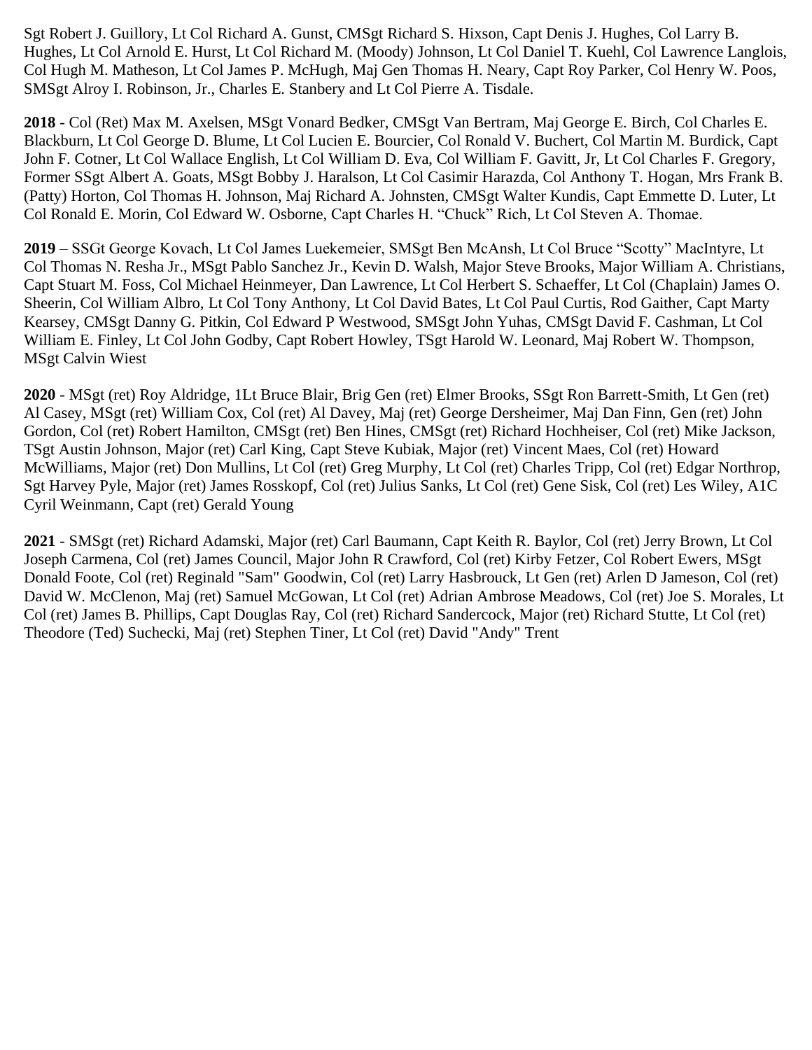Sgt Robert J. Guillory, Lt Col Richard A. Gunst, CMSgt Richard S. Hixson, Capt Denis J. Hughes, Col Larry B. Hughes, Lt Col Arnold E. Hurst, Lt Col Richard M. (Moody) Johnson, Lt Col Daniel T. Kuehl, Col Lawrence Langlois, Col Hugh M. Matheson, Lt Col James P. McHugh, Maj Gen Thomas H. Neary, Capt Roy Parker, Col Henry W. Poos, SMSgt Alroy I. Robinson, Jr., Charles E. Stanbery and Lt Col Pierre A. Tisdale.

**2018** - Col (Ret) Max M. Axelsen, MSgt Vonard Bedker, CMSgt Van Bertram, Maj George E. Birch, Col Charles E. Blackburn, Lt Col George D. Blume, Lt Col Lucien E. Bourcier, Col Ronald V. Buchert, Col Martin M. Burdick, Capt John F. Cotner, Lt Col Wallace English, Lt Col William D. Eva, Col William F. Gavitt, Jr, Lt Col Charles F. Gregory, Former SSgt Albert A. Goats, MSgt Bobby J. Haralson, Lt Col Casimir Harazda, Col Anthony T. Hogan, Mrs Frank B. (Patty) Horton, Col Thomas H. Johnson, Maj Richard A. Johnsten, CMSgt Walter Kundis, Capt Emmette D. Luter, Lt Col Ronald E. Morin, Col Edward W. Osborne, Capt Charles H. "Chuck" Rich, Lt Col Steven A. Thomae.

**2019** – SSGt George Kovach, Lt Col James Luekemeier, SMSgt Ben McAnsh, Lt Col Bruce "Scotty" MacIntyre, Lt Col Thomas N. Resha Jr., MSgt Pablo Sanchez Jr., Kevin D. Walsh, Major Steve Brooks, Major William A. Christians, Capt Stuart M. Foss, Col Michael Heinmeyer, Dan Lawrence, Lt Col Herbert S. Schaeffer, Lt Col (Chaplain) James O. Sheerin, Col William Albro, Lt Col Tony Anthony, Lt Col David Bates, Lt Col Paul Curtis, Rod Gaither, Capt Marty Kearsey, CMSgt Danny G. Pitkin, Col Edward P Westwood, SMSgt John Yuhas, CMSgt David F. Cashman, Lt Col William E. Finley, Lt Col John Godby, Capt Robert Howley, TSgt Harold W. Leonard, Maj Robert W. Thompson, MSgt Calvin Wiest

**2020** - MSgt (ret) Roy Aldridge, 1Lt Bruce Blair, Brig Gen (ret) Elmer Brooks, SSgt Ron Barrett-Smith, Lt Gen (ret) Al Casey, MSgt (ret) William Cox, Col (ret) Al Davey, Maj (ret) George Dersheimer, Maj Dan Finn, Gen (ret) John Gordon, Col (ret) Robert Hamilton, CMSgt (ret) Ben Hines, CMSgt (ret) Richard Hochheiser, Col (ret) Mike Jackson, TSgt Austin Johnson, Major (ret) Carl King, Capt Steve Kubiak, Major (ret) Vincent Maes, Col (ret) Howard McWilliams, Major (ret) Don Mullins, Lt Col (ret) Greg Murphy, Lt Col (ret) Charles Tripp, Col (ret) Edgar Northrop, Sgt Harvey Pyle, Major (ret) James Rosskopf, Col (ret) Julius Sanks, Lt Col (ret) Gene Sisk, Col (ret) Les Wiley, A1C Cyril Weinmann, Capt (ret) Gerald Young

**2021** - SMSgt (ret) Richard Adamski, Major (ret) Carl Baumann, Capt Keith R. Baylor, Col (ret) Jerry Brown, Lt Col Joseph Carmena, Col (ret) James Council, Major John R Crawford, Col (ret) Kirby Fetzer, Col Robert Ewers, MSgt Donald Foote, Col (ret) Reginald "Sam" Goodwin, Col (ret) Larry Hasbrouck, Lt Gen (ret) Arlen D Jameson, Col (ret) David W. McClenon, Maj (ret) Samuel McGowan, Lt Col (ret) Adrian Ambrose Meadows, Col (ret) Joe S. Morales, Lt Col (ret) James B. Phillips, Capt Douglas Ray, Col (ret) Richard Sandercock, Major (ret) Richard Stutte, Lt Col (ret) Theodore (Ted) Suchecki, Maj (ret) Stephen Tiner, Lt Col (ret) David "Andy" Trent